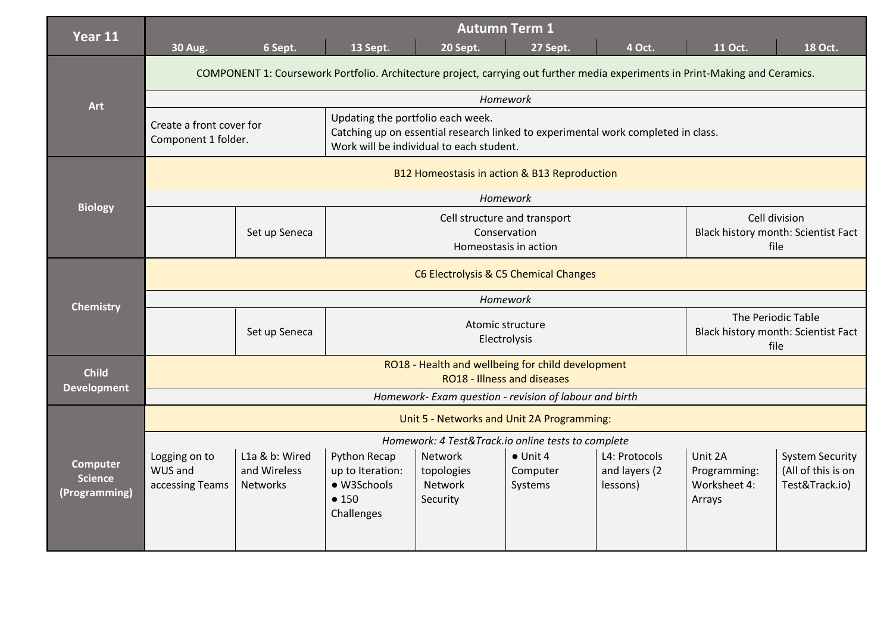| Year 11 | Autumn Term 1 | | | | | | | |
|---|---|---|---|---|---|---|---|---|
| | 30 Aug. | 6 Sept. | 13 Sept. | 20 Sept. | 27 Sept. | 4 Oct. | 11 Oct. | 18 Oct. |
| **Art** | COMPONENT 1: Coursework Portfolio. Architecture project, carrying out further media experiments in Print-Making and Ceramics. | | | | | | | |
| | *Homework* | | | | | | | |
| | Create a front cover for Component 1 folder. | | Updating the portfolio each week.<br>Catching up on essential research linked to experimental work completed in class.<br>Work will be individual to each student. | | | | | |
| **Biology** | B12 Homeostasis in action & B13 Reproduction | | | | | | | |
| | *Homework* | | | | | | | |
| | | Set up Seneca | Cell structure and transport<br>Conservation<br>Homeostasis in action | | | | Cell division<br>Black history month: Scientist Fact file | |
| **Chemistry** | C6 Electrolysis & C5 Chemical Changes | | | | | | | |
| | *Homework* | | | | | | | |
| | | Set up Seneca | Atomic structure<br>Electrolysis | | | | The Periodic Table<br>Black history month: Scientist Fact file | |
| **Child Development** | RO18 - Health and wellbeing for child development<br>RO18 - Illness and diseases | | | | | | | |
| | *Homework- Exam question - revision of labour and birth* | | | | | | | |
| **Computer Science (Programming)** | Unit 5 - Networks and Unit 2A Programming: | | | | | | | |
| | *Homework: 4 Test&Track.io online tests to complete* | | | | | | | |
| | Logging on to WUS and accessing Teams | L1a & b: Wired and Wireless Networks | Python Recap up to Iteration:<br>● W3Schools<br>● 150 Challenges | Network topologies<br>Network Security | ● Unit 4 Computer Systems | L4: Protocols and layers (2 lessons) | Unit 2A Programming: Worksheet 4: Arrays | System Security (All of this is on Test&Track.io) |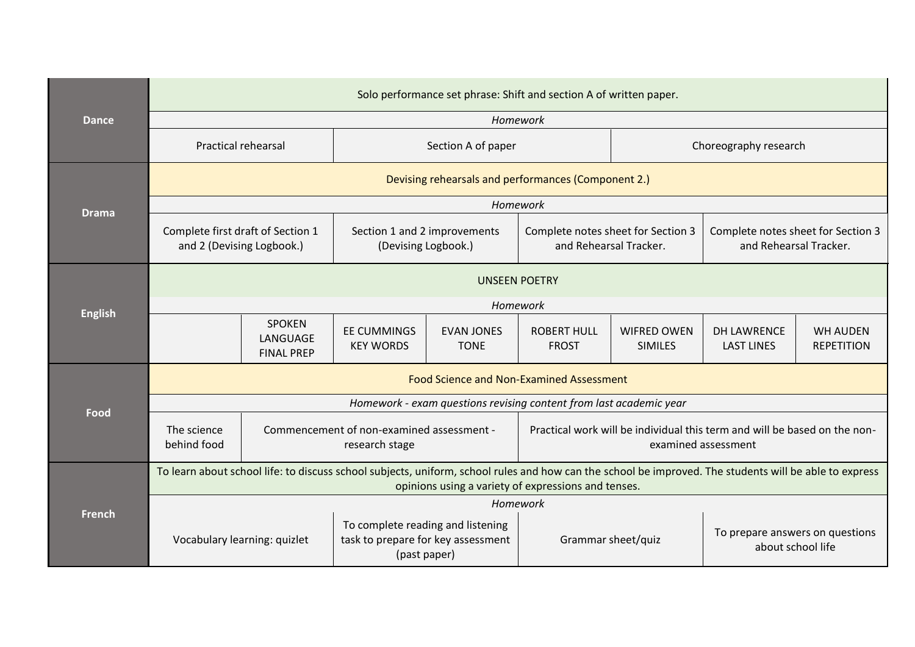| Subject | | | | | | | | |
|---|---|---|---|---|---|---|---|---|
| **Dance** | Solo performance set phrase: Shift and section A of written paper. | | | | | | | |
| | *Homework* | | | | | | | |
| | Practical rehearsal | | Section A of paper | | | Choreography research | | |
| **Drama** | Devising rehearsals and performances (Component 2.) | | | | | | | |
| | *Homework* | | | | | | | |
| | Complete first draft of Section 1 and 2 (Devising Logbook.) | | Section 1 and 2 improvements (Devising Logbook.) | | Complete notes sheet for Section 3 and Rehearsal Tracker. | | Complete notes sheet for Section 3 and Rehearsal Tracker. | |
| **English** | UNSEEN POETRY | | | | | | | |
| | *Homework* | | | | | | | |
| | | SPOKEN LANGUAGE FINAL PREP | EE CUMMINGS KEY WORDS | EVAN JONES TONE | ROBERT HULL FROST | WIFRED OWEN SIMILES | DH LAWRENCE LAST LINES | WH AUDEN REPETITION |
| **Food** | Food Science and Non-Examined Assessment | | | | | | | |
| | *Homework - exam questions revising content from last academic year* | | | | | | | |
| | The science behind food | Commencement of non-examined assessment - research stage | | | Practical work will be individual this term and will be based on the non-examined assessment | | | |
| **French** | To learn about school life: to discuss school subjects, uniform, school rules and how can the school be improved. The students will be able to express opinions using a variety of expressions and tenses. | | | | | | | |
| | *Homework* | | | | | | | |
| | Vocabulary learning: quizlet | | To complete reading and listening task to prepare for key assessment (past paper) | | Grammar sheet/quiz | | To prepare answers on questions about school life | |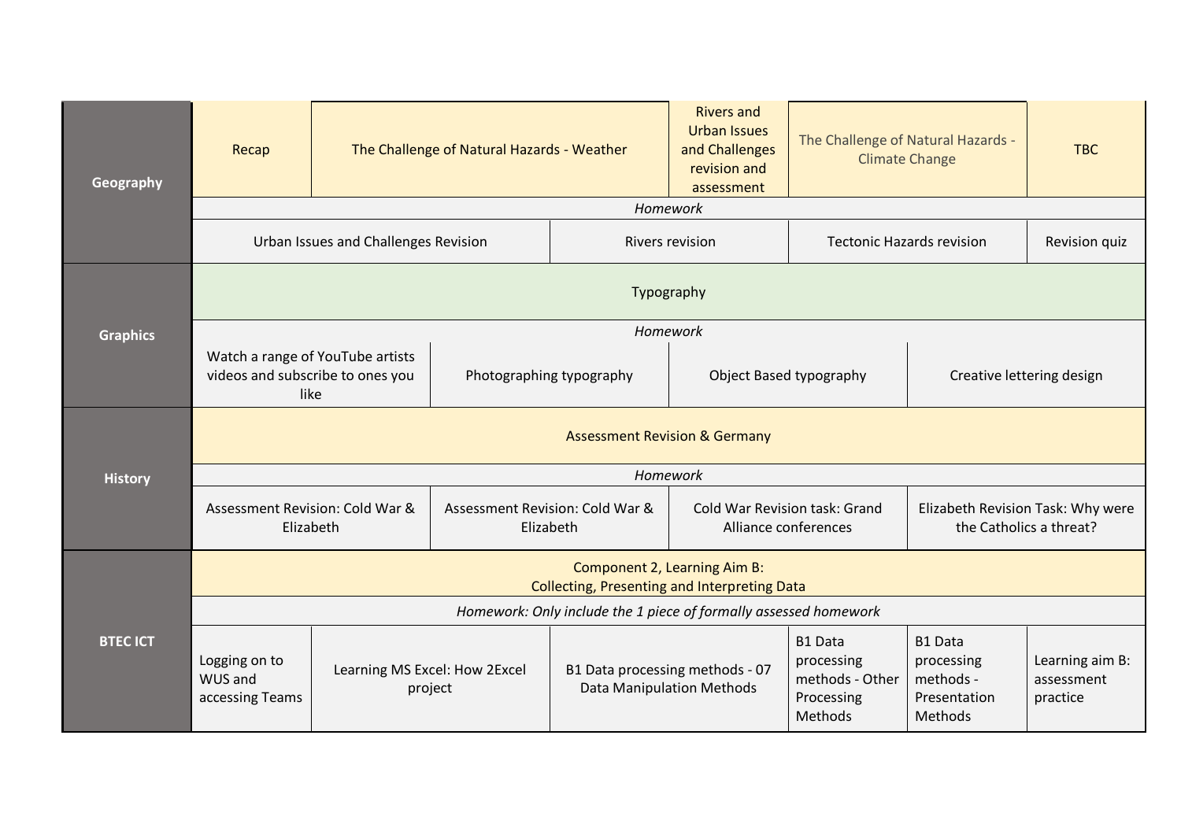| Subject | | | | | | | | |
|---|---|---|---|---|---|---|---|---|
| **Geography** | Recap | The Challenge of Natural Hazards - Weather | | | Rivers and Urban Issues and Challenges revision and assessment | The Challenge of Natural Hazards - Climate Change | | TBC |
| | *Homework* | | | | | | | |
| | Urban Issues and Challenges Revision | | | Rivers revision | | Tectonic Hazards revision | | Revision quiz |
| **Graphics** | Typography | | | | | | | |
| | *Homework* | | | | | | | |
| | Watch a range of YouTube artists videos and subscribe to ones you like | | Photographing typography | | Object Based typography | | Creative lettering design | |
| **History** | Assessment Revision & Germany | | | | | | | |
| | *Homework* | | | | | | | |
| | Assessment Revision: Cold War & Elizabeth | | Assessment Revision: Cold War & Elizabeth | | Cold War Revision task: Grand Alliance conferences | | Elizabeth Revision Task: Why were the Catholics a threat? | |
| **BTEC ICT** | Component 2, Learning Aim B: Collecting, Presenting and Interpreting Data | | | | | | | |
| | *Homework: Only include the 1 piece of formally assessed homework* | | | | | | | |
| | Logging on to WUS and accessing Teams | Learning MS Excel: How 2Excel project | | B1 Data processing methods - 07 Data Manipulation Methods | | B1 Data processing methods - Other Processing Methods | B1 Data processing methods - Presentation Methods | Learning aim B: assessment practice |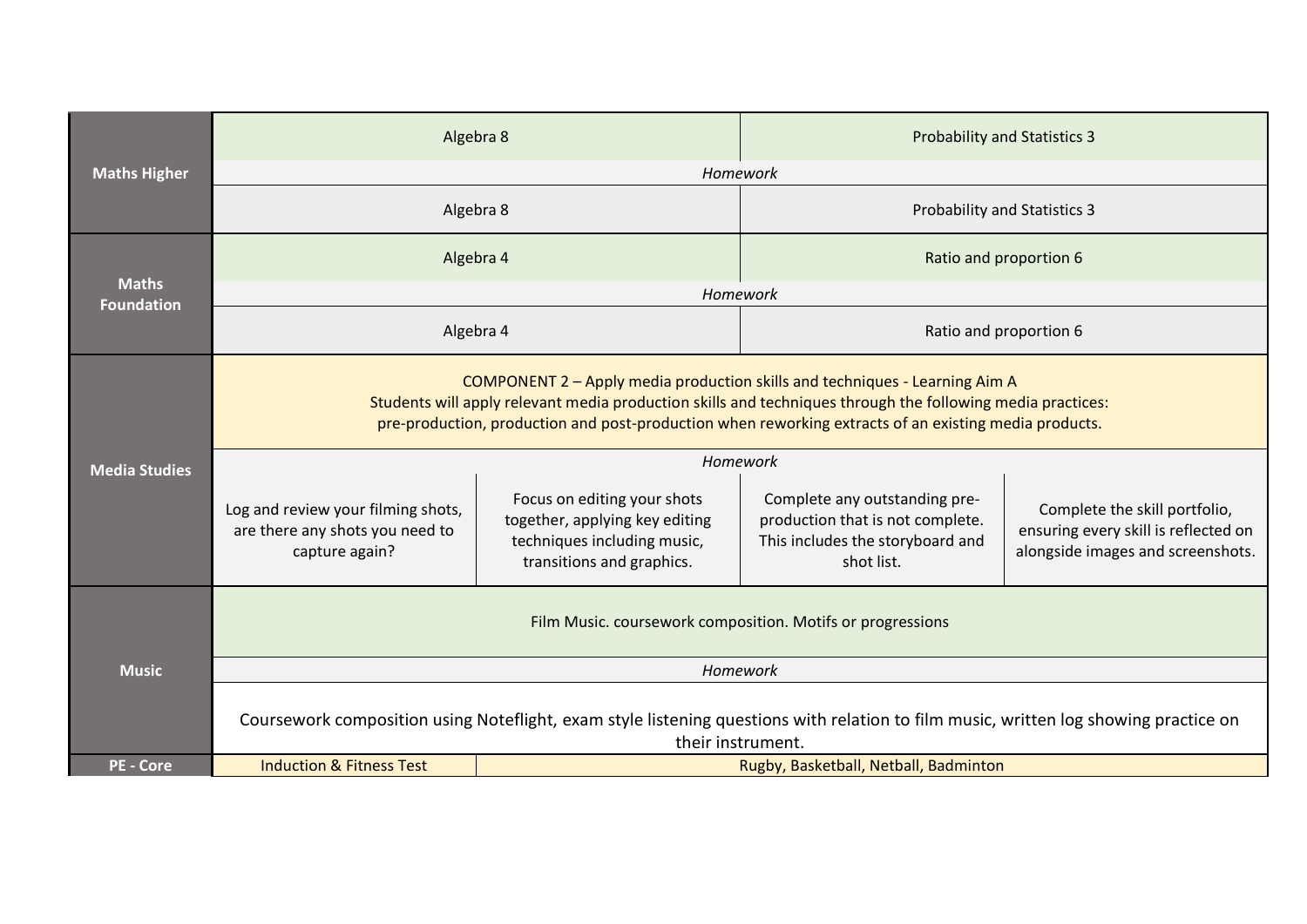| Subject | | | | |
|---|---|---|---|---|
| **Maths Higher** | Algebra 8 | | Probability and Statistics 3 | |
| | *Homework* | | | |
| | Algebra 8 | | Probability and Statistics 3 | |
| **Maths Foundation** | Algebra 4 | | Ratio and proportion 6 | |
| | *Homework* | | | |
| | Algebra 4 | | Ratio and proportion 6 | |
| **Media Studies** | COMPONENT 2 – Apply media production skills and techniques - Learning Aim A<br>Students will apply relevant media production skills and techniques through the following media practices:<br>pre-production, production and post-production when reworking extracts of an existing media products. | | | |
| | *Homework* | | | |
| | Log and review your filming shots, are there any shots you need to capture again? | Focus on editing your shots together, applying key editing techniques including music, transitions and graphics. | Complete any outstanding pre-production that is not complete. This includes the storyboard and shot list. | Complete the skill portfolio, ensuring every skill is reflected on alongside images and screenshots. |
| **Music** | Film Music. coursework composition. Motifs or progressions | | | |
| | *Homework* | | | |
| | Coursework composition using Noteflight, exam style listening questions with relation to film music, written log showing practice on their instrument. | | | |
| **PE - Core** | Induction & Fitness Test | Rugby, Basketball, Netball, Badminton | | |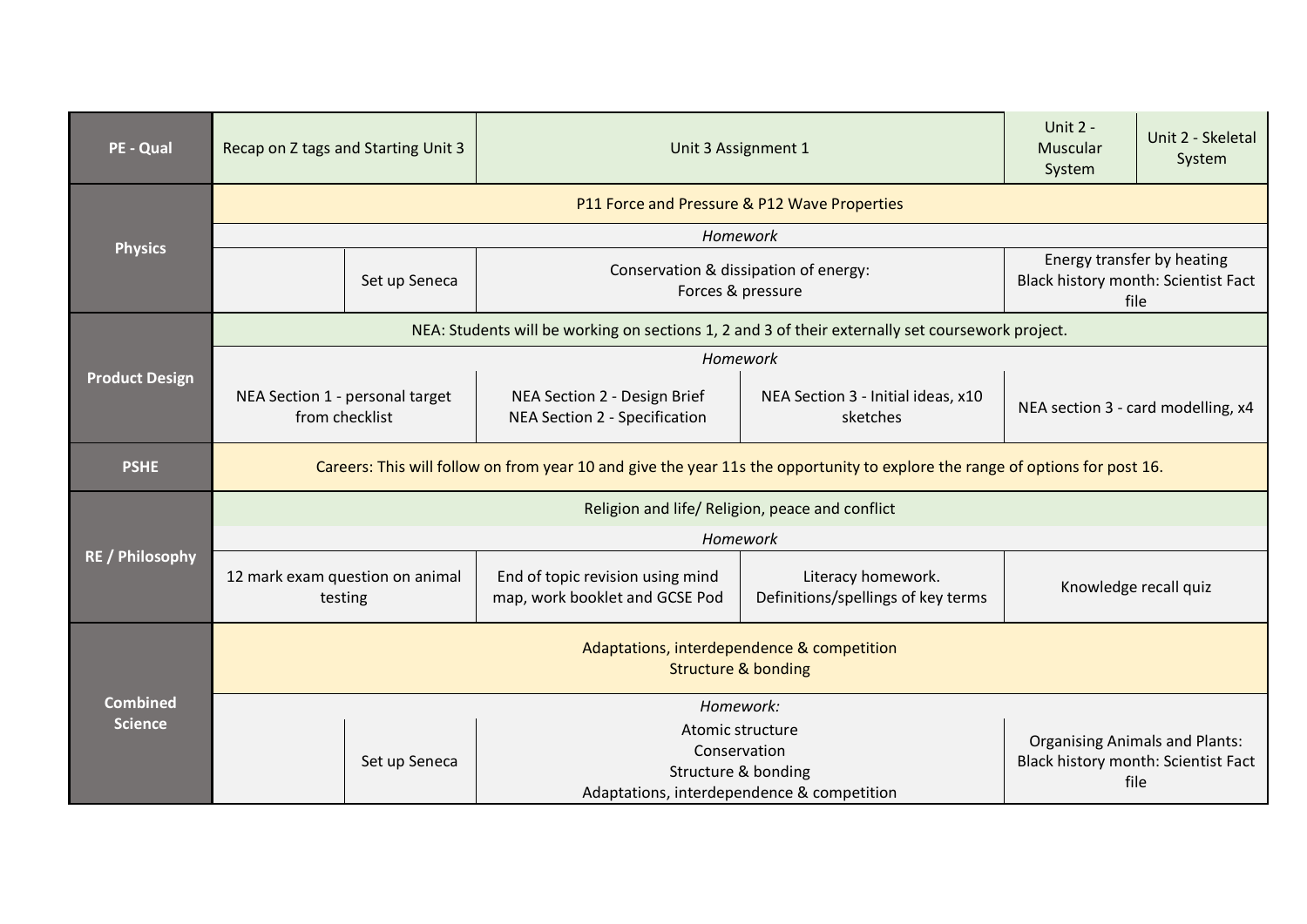| | | | | | |
|---|---|---|---|---|---|
| **PE - Qual** | Recap on Z tags and Starting Unit 3 | | Unit 3 Assignment 1 | | Unit 2 - Muscular System | Unit 2 - Skeletal System |
| **Physics** | P11 Force and Pressure & P12 Wave Properties | | | | | |
| | *Homework* | | | | | |
| | | Set up Seneca | Conservation & dissipation of energy: Forces & pressure | | Energy transfer by heating Black history month: Scientist Fact file | |
| **Product Design** | NEA: Students will be working on sections 1, 2 and 3 of their externally set coursework project. | | | | | |
| | *Homework* | | | | | |
| | NEA Section 1 - personal target from checklist | | NEA Section 2 - Design Brief NEA Section 2 - Specification | NEA Section 3 - Initial ideas, x10 sketches | NEA section 3 - card modelling, x4 | |
| **PSHE** | Careers: This will follow on from year 10 and give the year 11s the opportunity to explore the range of options for post 16. | | | | | |
| **RE / Philosophy** | Religion and life/ Religion, peace and conflict | | | | | |
| | *Homework* | | | | | |
| | 12 mark exam question on animal testing | | End of topic revision using mind map, work booklet and GCSE Pod | Literacy homework. Definitions/spellings of key terms | Knowledge recall quiz | |
| **Combined Science** | Adaptations, interdependence & competition Structure & bonding | | | | | |
| | *Homework:* | | | | | |
| | | Set up Seneca | Atomic structure Conservation Structure & bonding Adaptations, interdependence & competition | | Organising Animals and Plants: Black history month: Scientist Fact file | |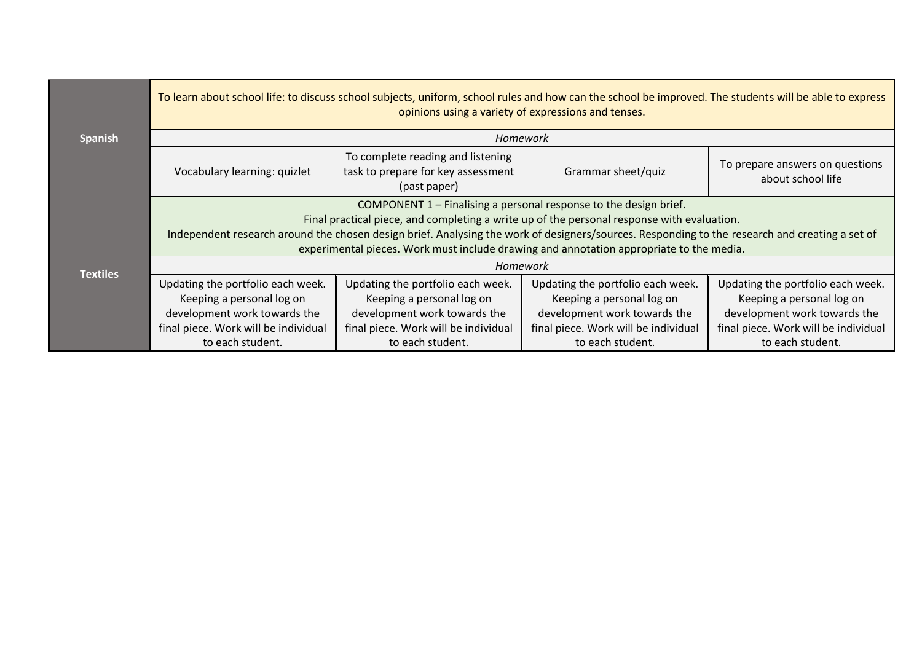| | | | | |
|---|---|---|---|---|
| **Spanish** | To learn about school life: to discuss school subjects, uniform, school rules and how can the school be improved. The students will be able to express opinions using a variety of expressions and tenses. | | | |
| | *Homework* | | | |
| | Vocabulary learning: quizlet | To complete reading and listening task to prepare for key assessment (past paper) | Grammar sheet/quiz | To prepare answers on questions about school life |
| **Textiles** | COMPONENT 1 – Finalising a personal response to the design brief. Final practical piece, and completing a write up of the personal response with evaluation. Independent research around the chosen design brief. Analysing the work of designers/sources. Responding to the research and creating a set of experimental pieces. Work must include drawing and annotation appropriate to the media. | | | |
| | *Homework* | | | |
| | Updating the portfolio each week. Keeping a personal log on development work towards the final piece. Work will be individual to each student. | Updating the portfolio each week. Keeping a personal log on development work towards the final piece. Work will be individual to each student. | Updating the portfolio each week. Keeping a personal log on development work towards the final piece. Work will be individual to each student. | Updating the portfolio each week. Keeping a personal log on development work towards the final piece. Work will be individual to each student. |